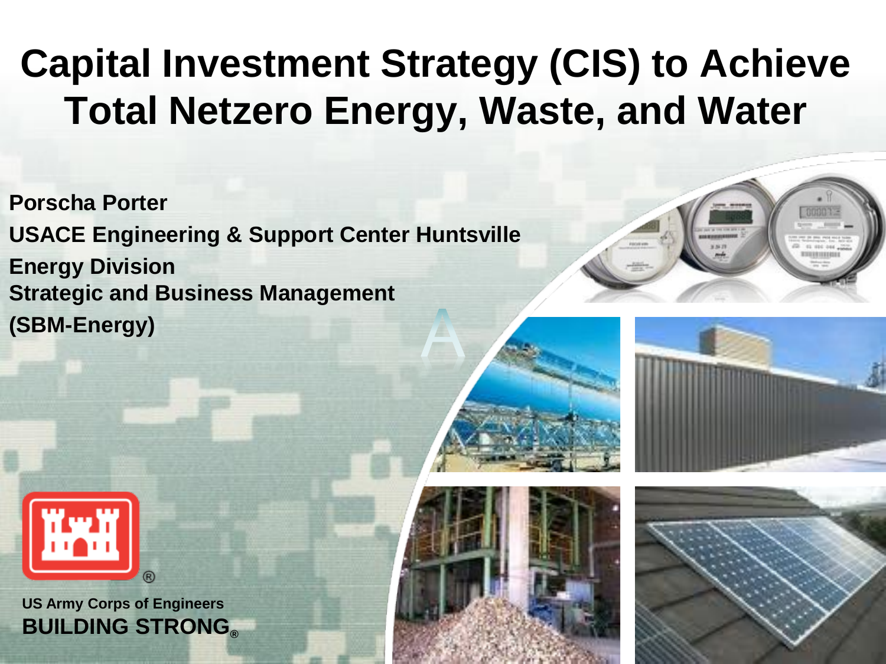# Capital Investment Strategy (CIS) to Achieve Total Netzero Energy, Waste, and Water

**Porscha Porter**

**USACE Engineering & Support Center Huntsville**

**Energy Division**

**Strategic and Business Management**

**(SBM-Energy)**

US Army Corps of Engineers

**BUILDING STRONG®**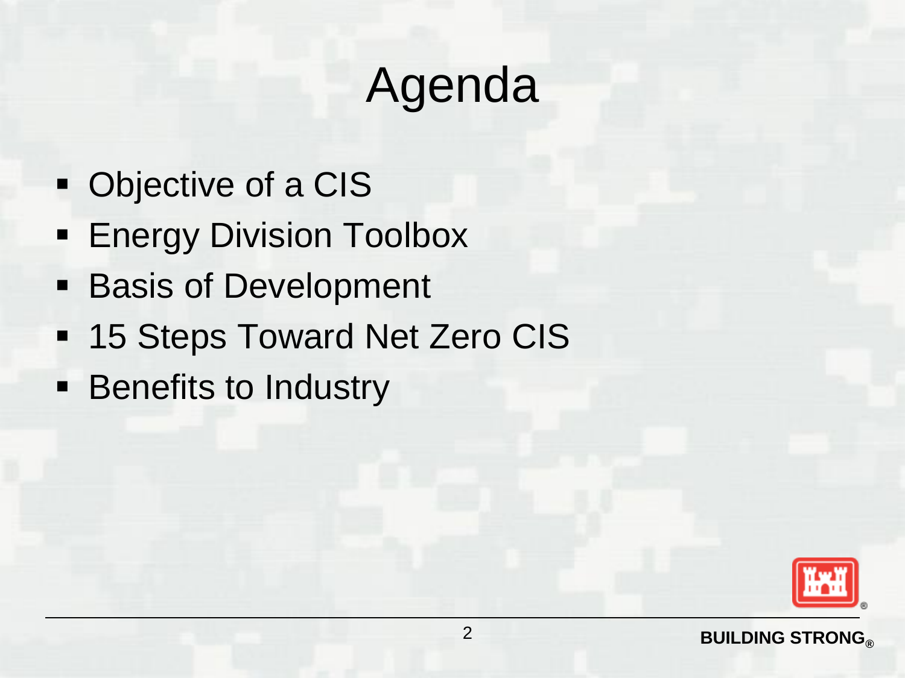# Agenda

- Objective of a CIS
- Energy Division Toolbox
- Basis of Development
- 15 Steps Toward Net Zero CIS
- Benefits to Industry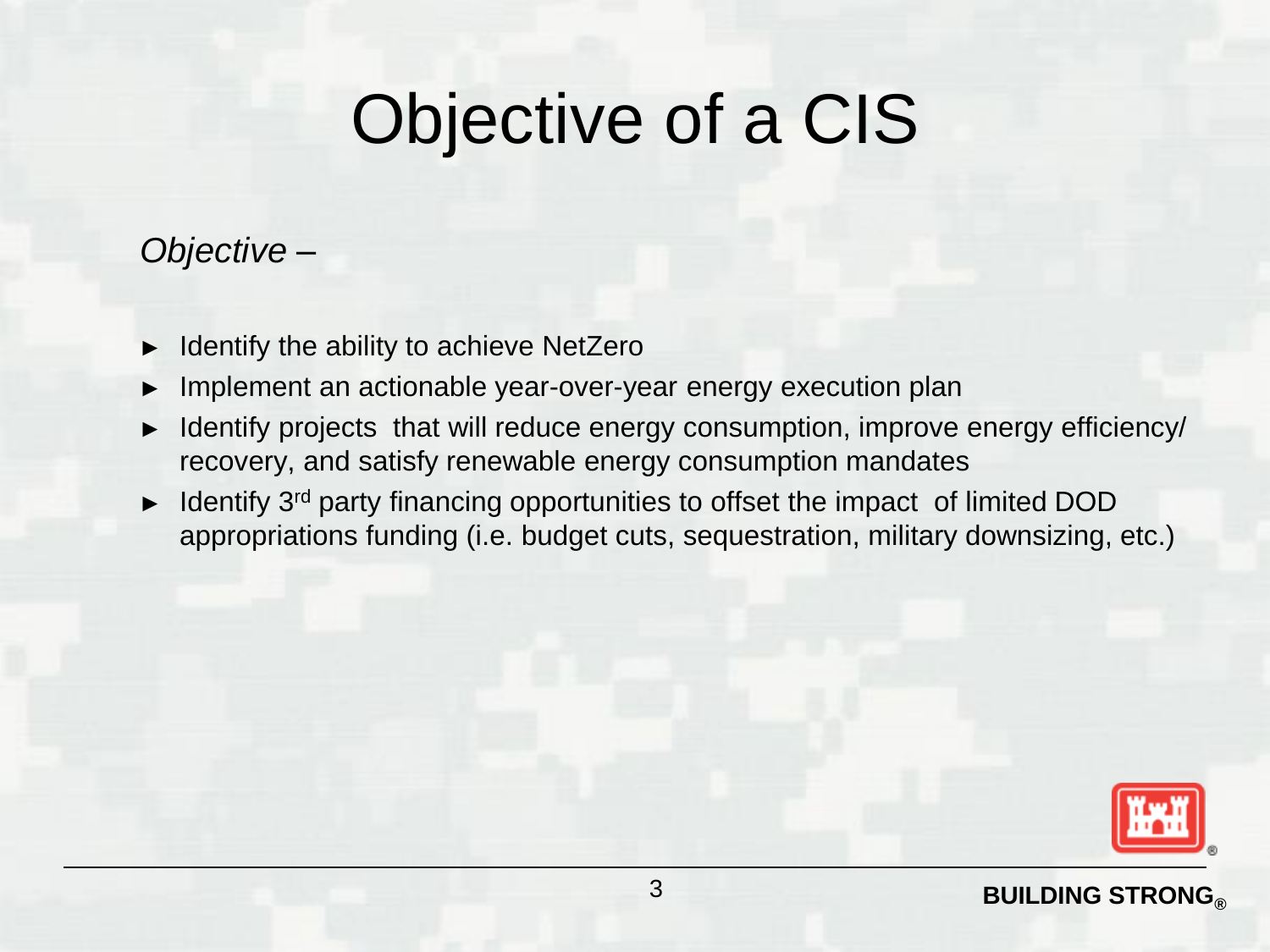# Objective of a CIS

*Objective –*

- Identify the ability to achieve NetZero
- Implement an actionable year-over-year energy execution plan
- Identify projects that will reduce energy consumption, improve energy efficiency/ recovery, and satisfy renewable energy consumption mandates
- Identify 3rd party financing opportunities to offset the impact of limited DOD appropriations funding (i.e. budget cuts, sequestration, military downsizing, etc.)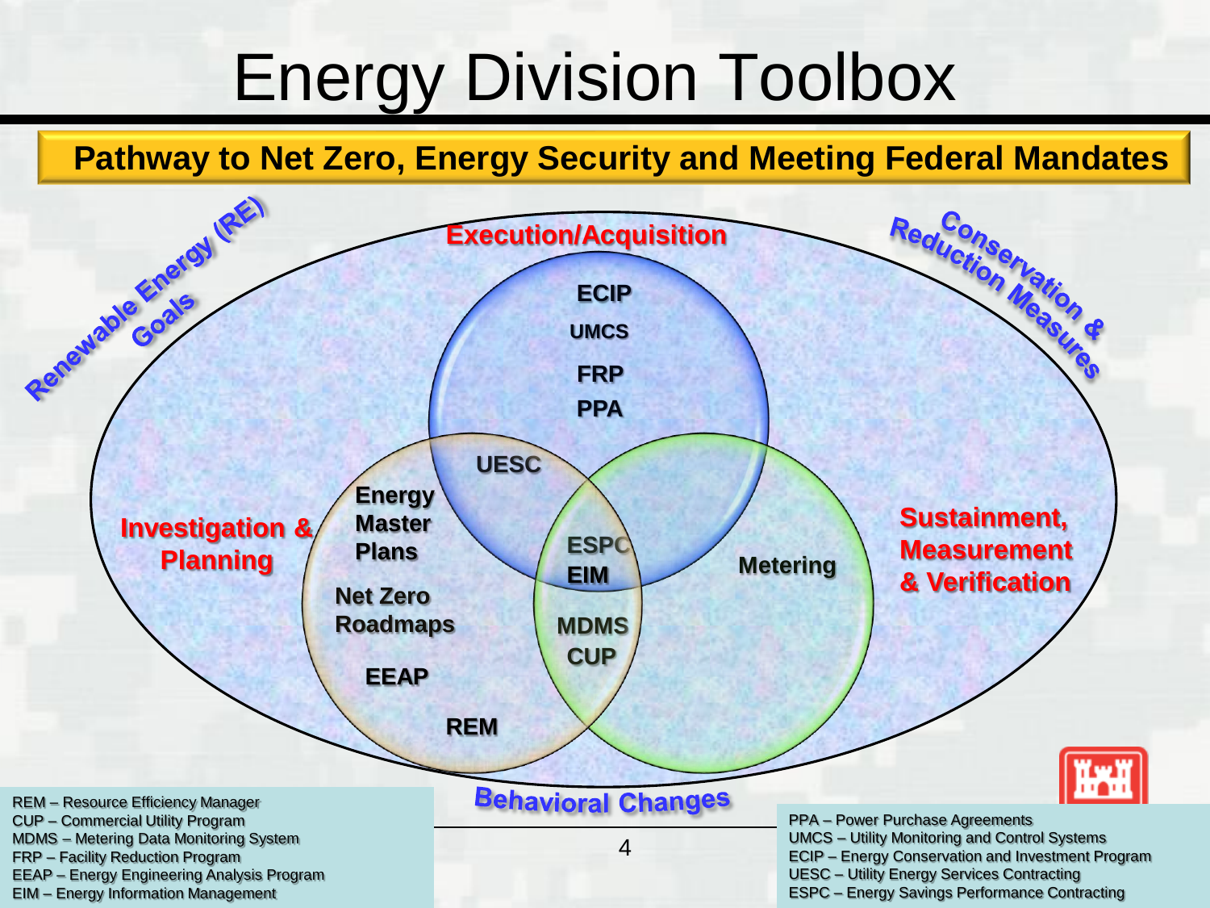# Energy Division Toolbox

**Pathway to Net Zero, Energy Security and Meeting Federal Mandates**

**Renewable Energy (RE) Goals**

**Conservation & Reduction Measures**

**Execution/Acquisition**

- ECIP
- UMCS
- FRP
- PPA

**UESC**

**Investigation & Planning**

- Energy Master Plans
- Net Zero Roadmaps
- EEAP
- REM

**ESPC**

**EIM**

**MDMS**

**CUP**

**Sustainment, Measurement & Verification**

- Metering

**Behavioral Changes**

REM – Resource Efficiency Manager
CUP – Commercial Utility Program
MDMS – Metering Data Monitoring System
FRP – Facility Reduction Program
EEAP – Energy Engineering Analysis Program
EIM – Energy Information Management

PPA – Power Purchase Agreements
UMCS – Utility Monitoring and Control Systems
ECIP – Energy Conservation and Investment Program
UESC – Utility Energy Services Contracting
ESPC – Energy Savings Performance Contracting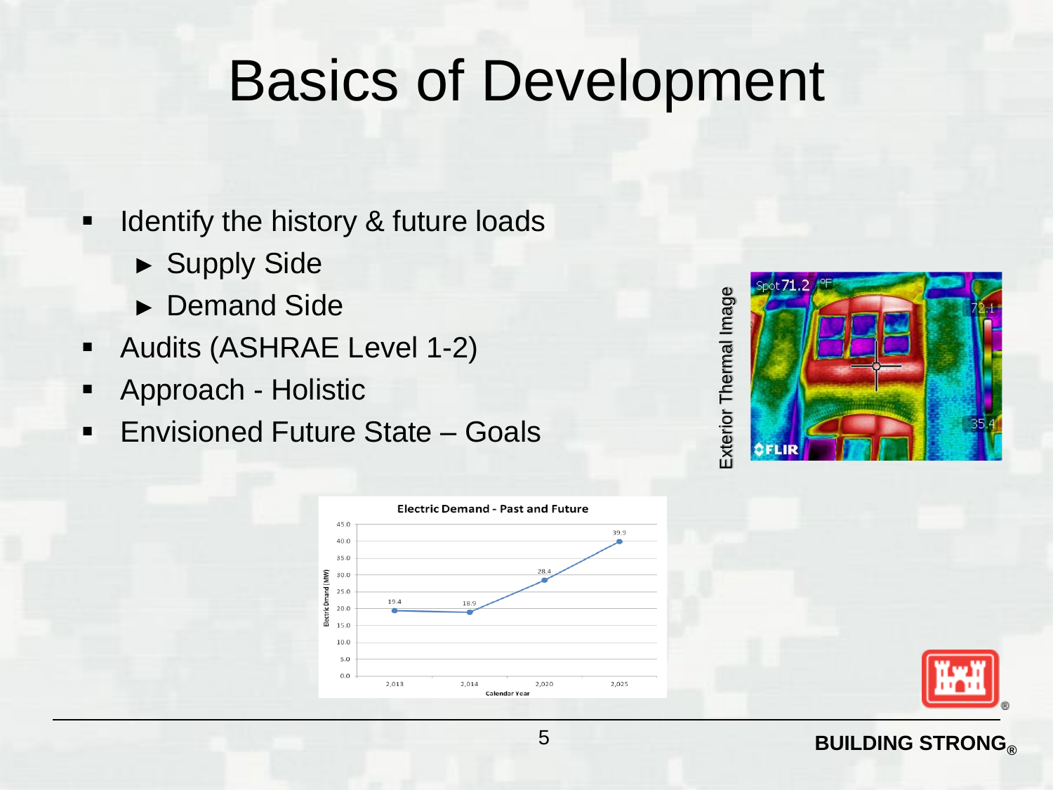# Basics of Development

- Identify the history & future loads
  - ► Supply Side
  - ► Demand Side
- Audits (ASHRAE Level 1-2)
- Approach - Holistic
- Envisioned Future State – Goals

Exterior Thermal Image

**Electric Demand - Past and Future**

| Calendar Year | Electric Demand (MW) |
| --- | --- |
| 2,013 | 19.4 |
| 2,014 | 18.9 |
| 2,020 | 28.4 |
| 2,025 | 39.9 |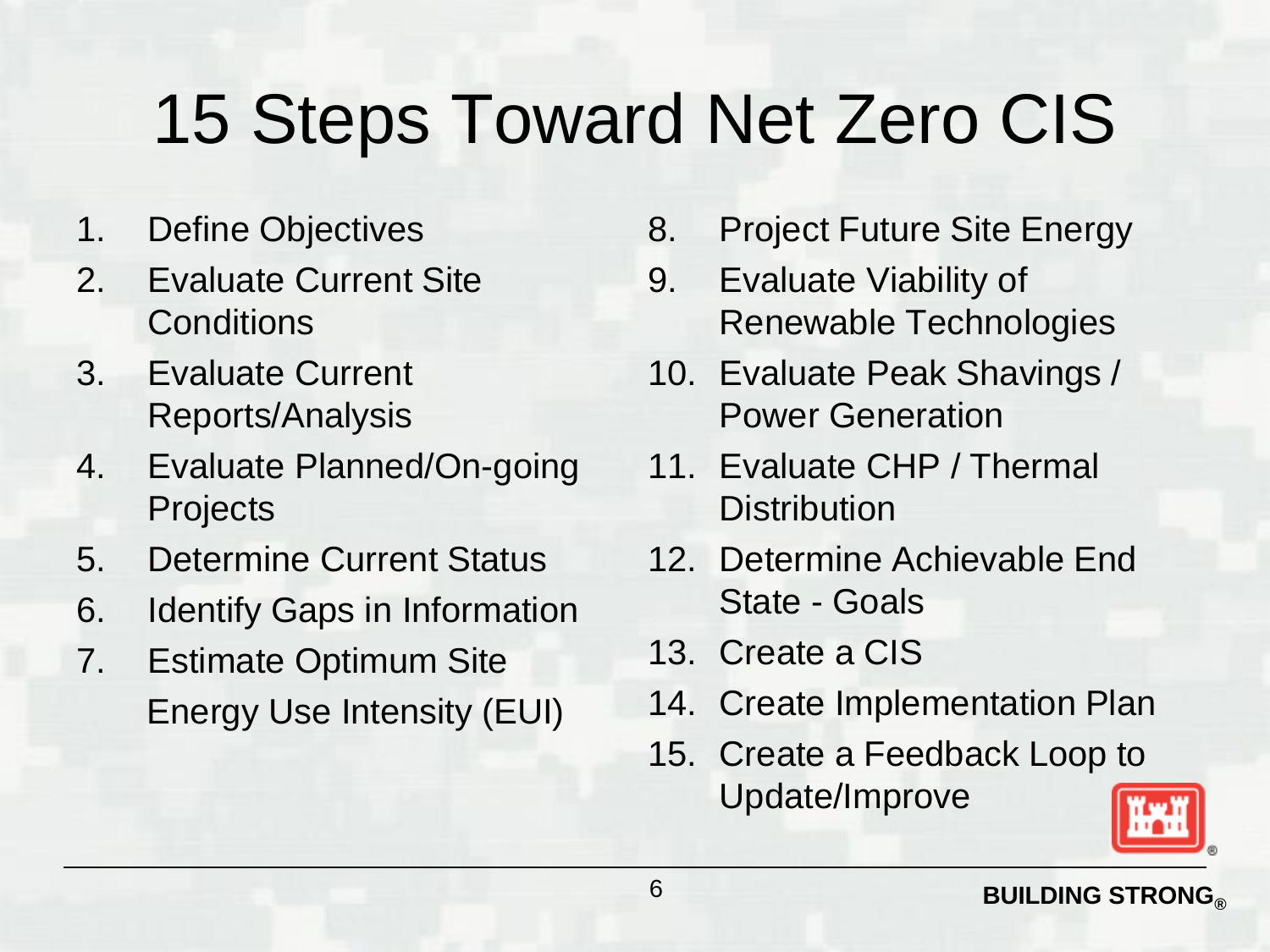# 15 Steps Toward Net Zero CIS

1. Define Objectives
2. Evaluate Current Site Conditions
3. Evaluate Current Reports/Analysis
4. Evaluate Planned/On-going Projects
5. Determine Current Status
6. Identify Gaps in Information
7. Estimate Optimum Site Energy Use Intensity (EUI)
8. Project Future Site Energy
9. Evaluate Viability of Renewable Technologies
10. Evaluate Peak Shavings / Power Generation
11. Evaluate CHP / Thermal Distribution
12. Determine Achievable End State - Goals
13. Create a CIS
14. Create Implementation Plan
15. Create a Feedback Loop to Update/Improve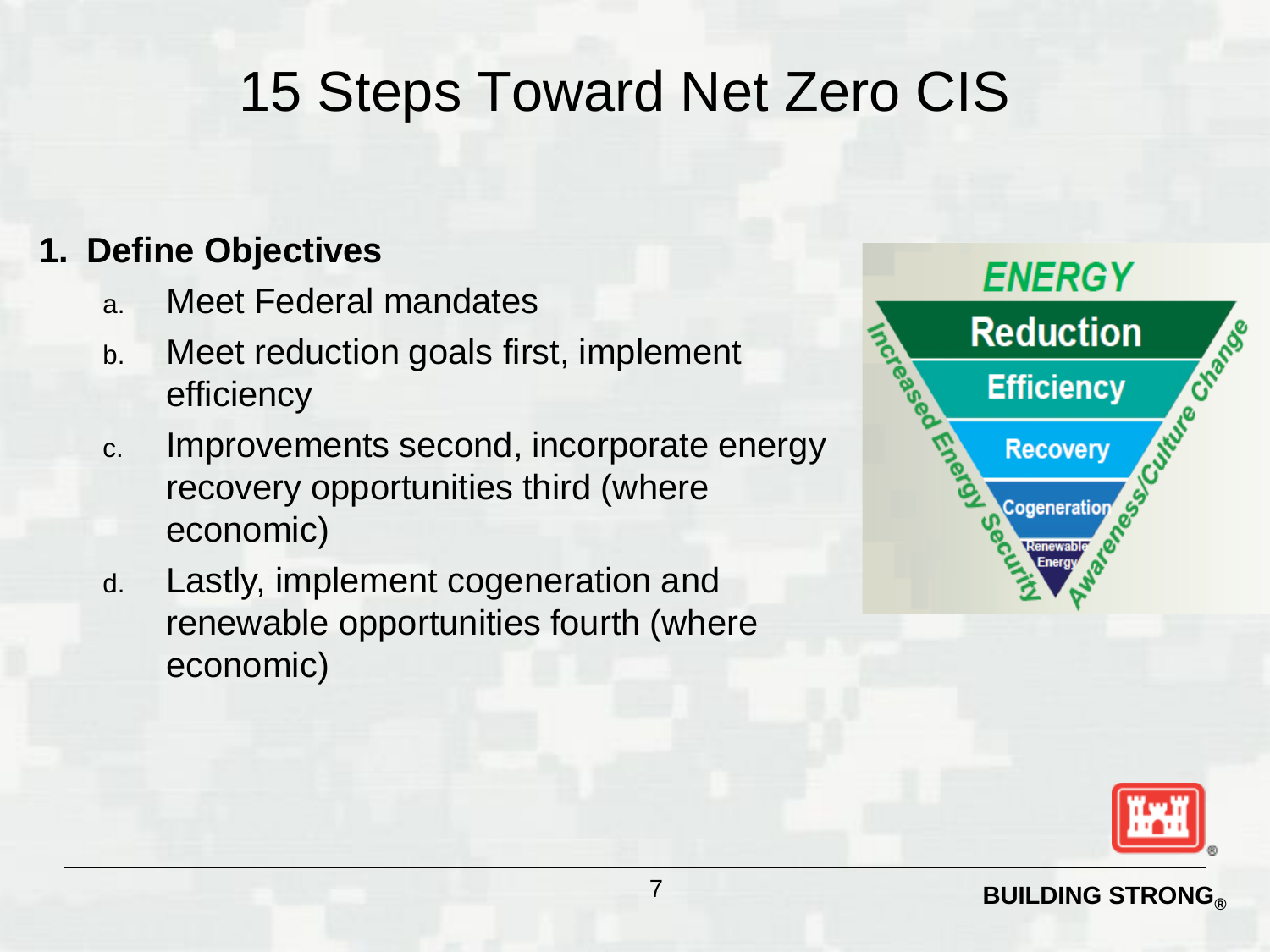# 15 Steps Toward Net Zero CIS

**1. Define Objectives**

a. Meet Federal mandates
b. Meet reduction goals first, implement efficiency
c. Improvements second, incorporate energy recovery opportunities third (where economic)
d. Lastly, implement cogeneration and renewable opportunities fourth (where economic)

ENERGY

- Reduction
- Efficiency
- Recovery
- Cogeneration
- Renewable Energy

Increased Energy Security

Awareness/Culture Change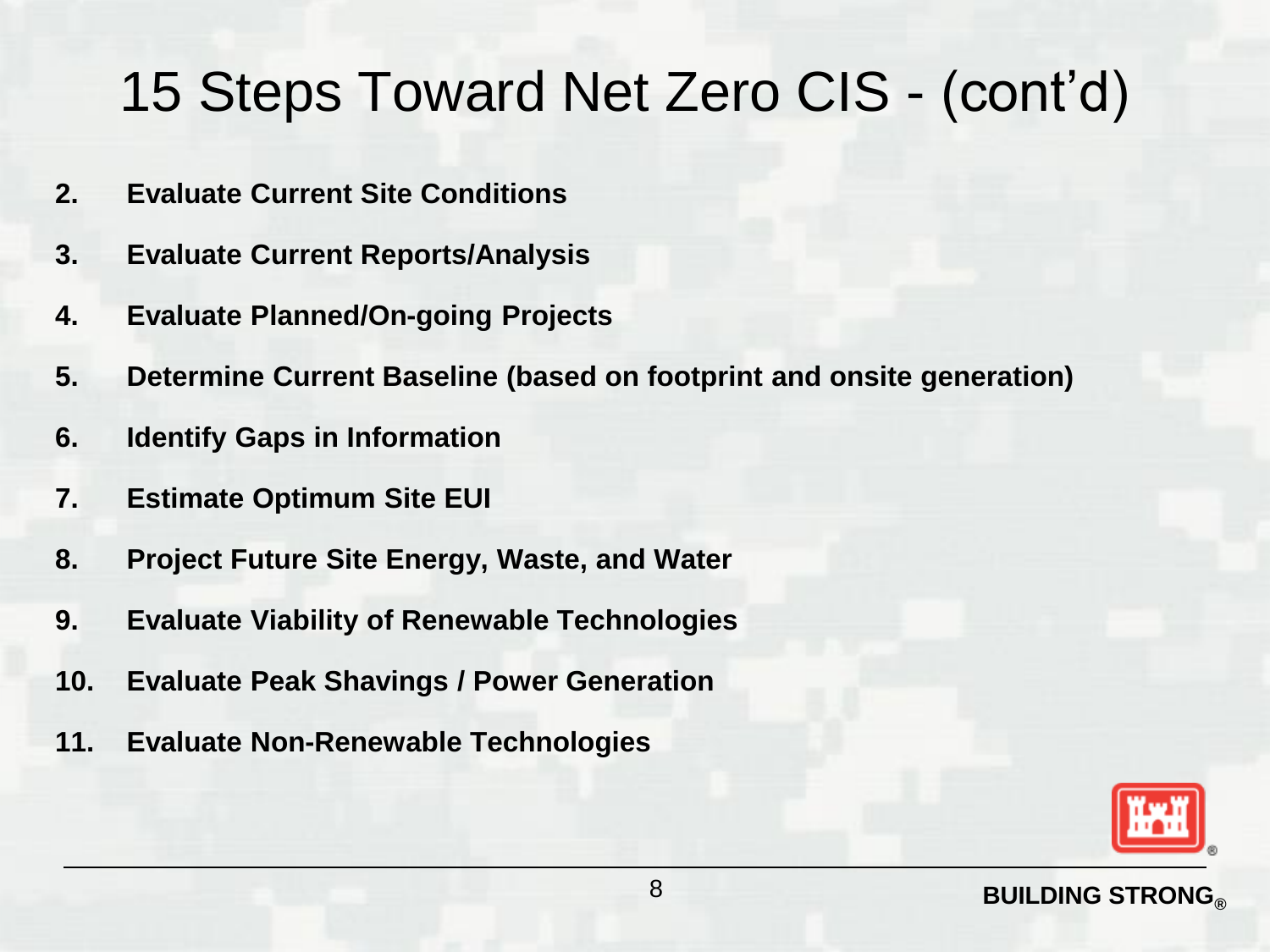# 15 Steps Toward Net Zero CIS - (cont'd)

2. **Evaluate Current Site Conditions**
3. **Evaluate Current Reports/Analysis**
4. **Evaluate Planned/On-going Projects**
5. **Determine Current Baseline (based on footprint and onsite generation)**
6. **Identify Gaps in Information**
7. **Estimate Optimum Site EUI**
8. **Project Future Site Energy, Waste, and Water**
9. **Evaluate Viability of Renewable Technologies**
10. **Evaluate Peak Shavings / Power Generation**
11. **Evaluate Non-Renewable Technologies**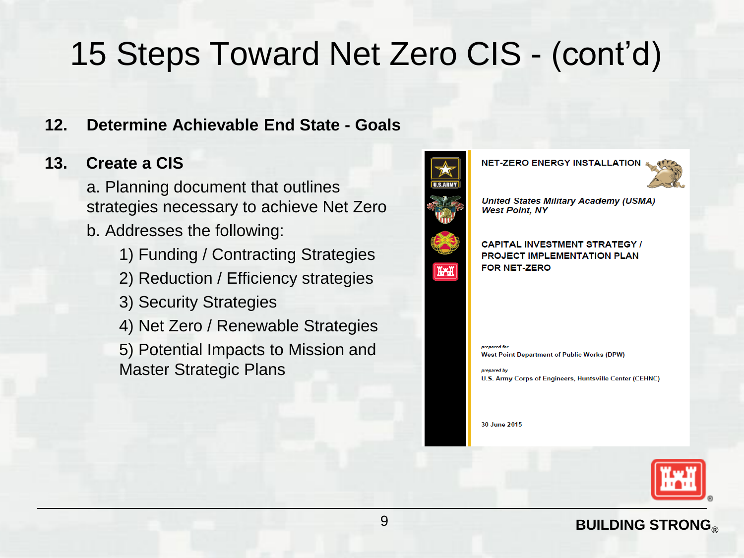# 15 Steps Toward Net Zero CIS - (cont'd)

**12. Determine Achievable End State - Goals**

**13. Create a CIS**

a. Planning document that outlines strategies necessary to achieve Net Zero

b. Addresses the following:

1) Funding / Contracting Strategies
2) Reduction / Efficiency strategies
3) Security Strategies
4) Net Zero / Renewable Strategies
5) Potential Impacts to Mission and Master Strategic Plans

NET-ZERO ENERGY INSTALLATION

*United States Military Academy (USMA)*
*West Point, NY*

CAPITAL INVESTMENT STRATEGY /
PROJECT IMPLEMENTATION PLAN
FOR NET-ZERO

*prepared for*
West Point Department of Public Works (DPW)

*prepared by*
U.S. Army Corps of Engineers, Huntsville Center (CEHNC)

30 June 2015

BUILDING STRONG®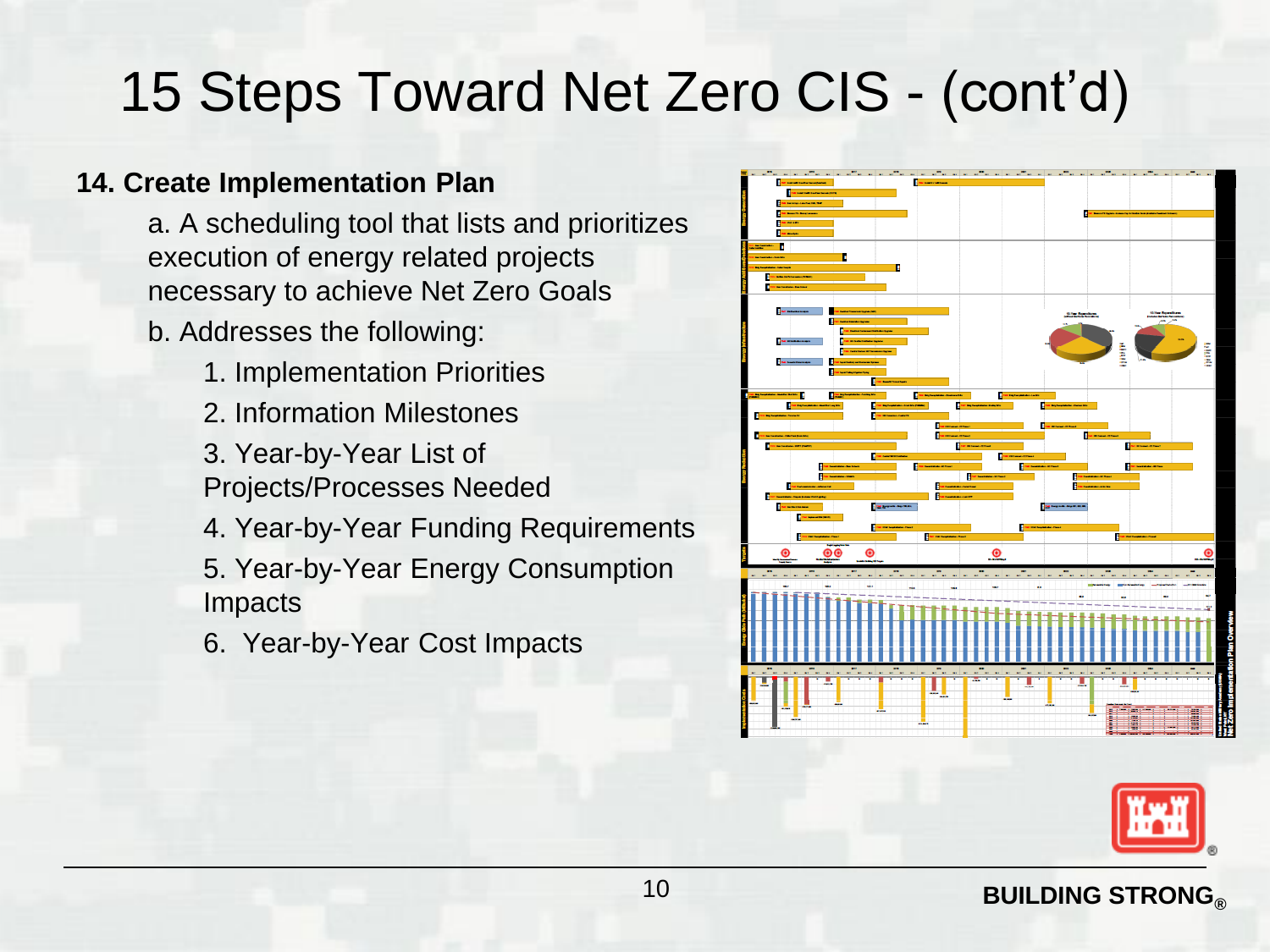# 15 Steps Toward Net Zero CIS - (cont'd)

**14. Create Implementation Plan**

a. A scheduling tool that lists and prioritizes execution of energy related projects necessary to achieve Net Zero Goals

b. Addresses the following:

1. Implementation Priorities
2. Information Milestones
3. Year-by-Year List of Projects/Processes Needed
4. Year-by-Year Funding Requirements
5. Year-by-Year Energy Consumption Impacts
6. Year-by-Year Cost Impacts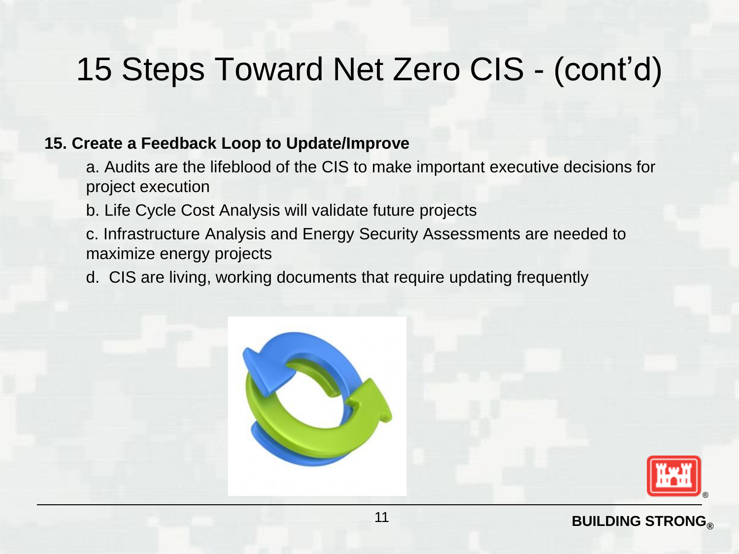# 15 Steps Toward Net Zero CIS - (cont'd)

**15. Create a Feedback Loop to Update/Improve**

a. Audits are the lifeblood of the CIS to make important executive decisions for project execution

b. Life Cycle Cost Analysis will validate future projects

c. Infrastructure Analysis and Energy Security Assessments are needed to maximize energy projects

d. CIS are living, working documents that require updating frequently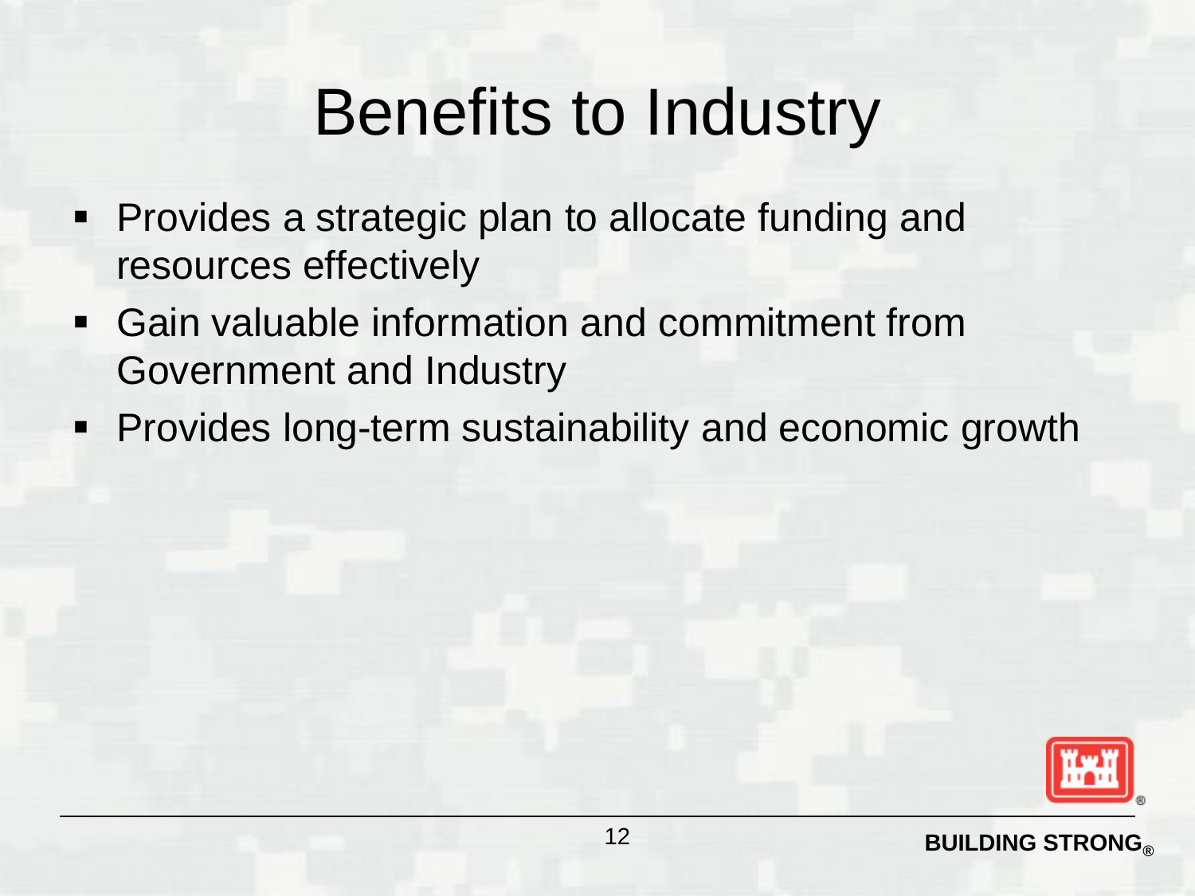# Benefits to Industry

- Provides a strategic plan to allocate funding and resources effectively
- Gain valuable information and commitment from Government and Industry
- Provides long-term sustainability and economic growth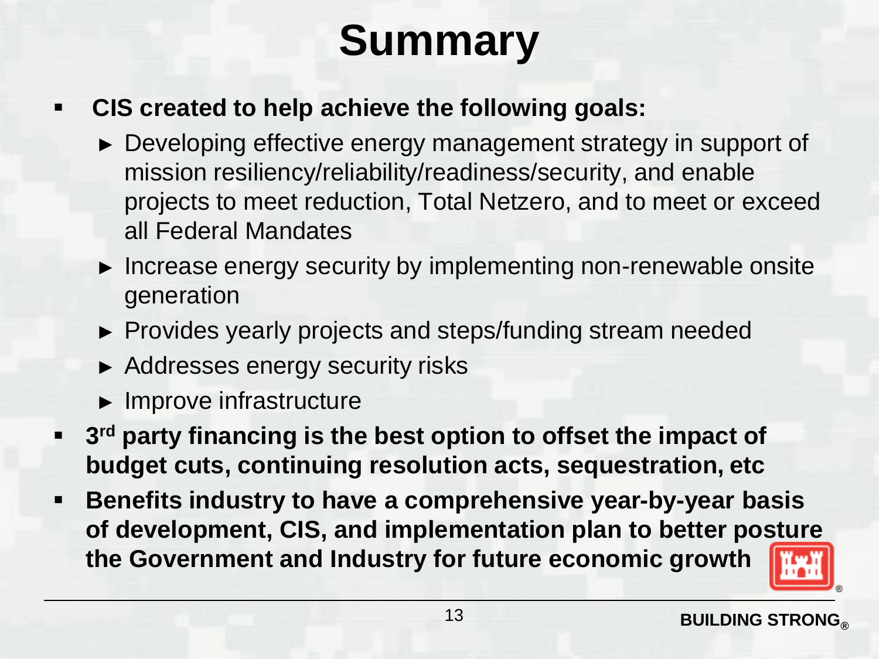# Summary

- **CIS created to help achieve the following goals:**
  - Developing effective energy management strategy in support of mission resiliency/reliability/readiness/security, and enable projects to meet reduction, Total Netzero, and to meet or exceed all Federal Mandates
  - Increase energy security by implementing non-renewable onsite generation
  - Provides yearly projects and steps/funding stream needed
  - Addresses energy security risks
  - Improve infrastructure
- **3rd party financing is the best option to offset the impact of budget cuts, continuing resolution acts, sequestration, etc**
- **Benefits industry to have a comprehensive year-by-year basis of development, CIS, and implementation plan to better posture the Government and Industry for future economic growth**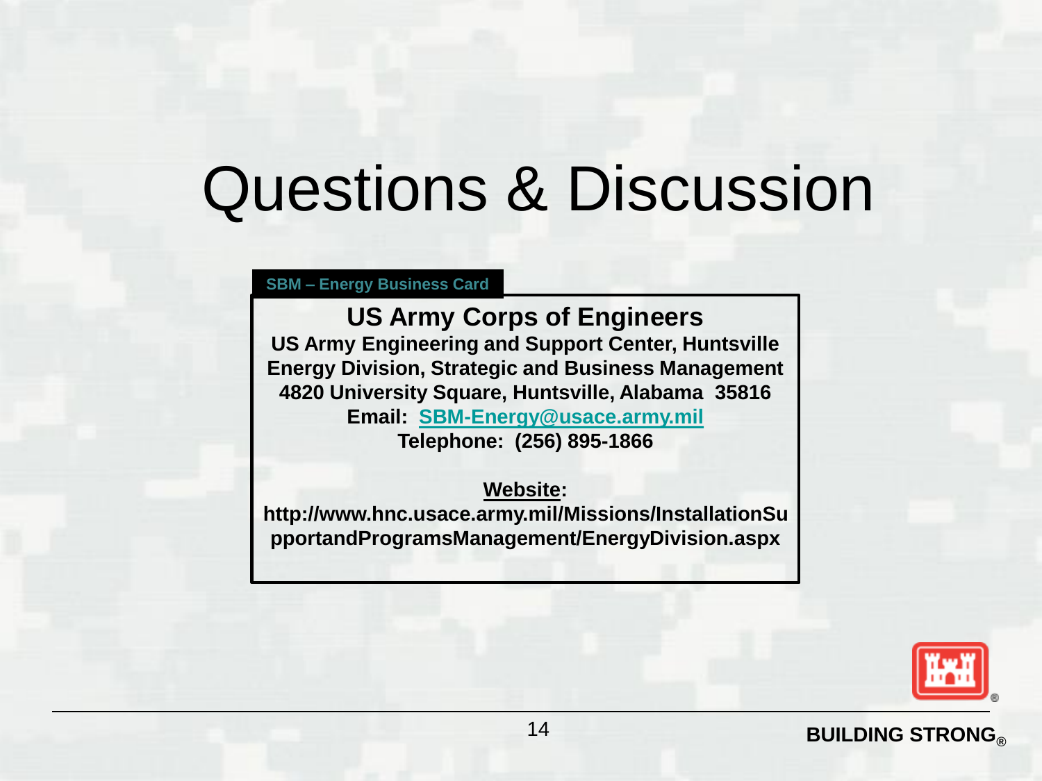# Questions & Discussion

**SBM – Energy Business Card**

**US Army Corps of Engineers**
**US Army Engineering and Support Center, Huntsville**
**Energy Division, Strategic and Business Management**
**4820 University Square, Huntsville, Alabama 35816**
**Email: SBM-Energy@usace.army.mil**
**Telephone: (256) 895-1866**

**Website:**
**http://www.hnc.usace.army.mil/Missions/InstallationSupportandProgramsManagement/EnergyDivision.aspx**

**BUILDING STRONG®**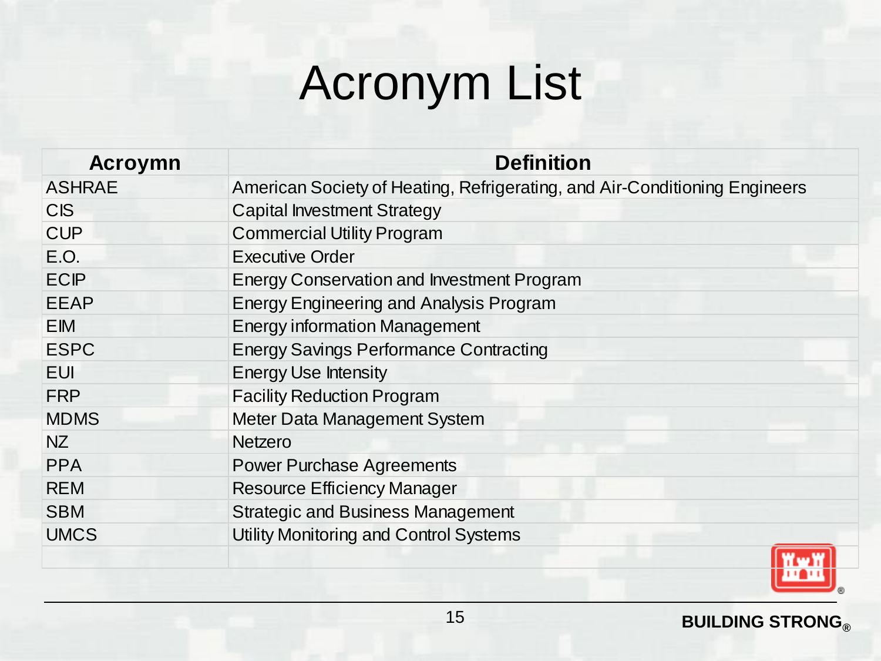# Acronym List

| Acroymn | Definition |
| --- | --- |
| ASHRAE | American Society of Heating, Refrigerating, and Air-Conditioning Engineers |
| CIS | Capital Investment Strategy |
| CUP | Commercial Utility Program |
| E.O. | Executive Order |
| ECIP | Energy Conservation and Investment Program |
| EEAP | Energy Engineering and Analysis Program |
| EIM | Energy information Management |
| ESPC | Energy Savings Performance Contracting |
| EUI | Energy Use Intensity |
| FRP | Facility Reduction Program |
| MDMS | Meter Data Management System |
| NZ | Netzero |
| PPA | Power Purchase Agreements |
| REM | Resource Efficiency Manager |
| SBM | Strategic and Business Management |
| UMCS | Utility Monitoring and Control Systems |
| | |

BUILDING STRONG®